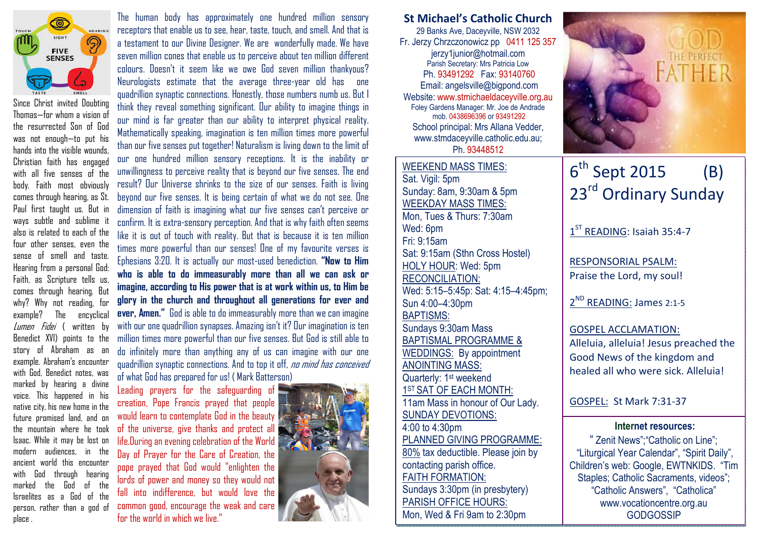Since Christ invited Doubting Thomas—for whom a vision of the resurrected Son of God was not enough—to put his hands into the visible wounds, Christian faith has engaged with all five senses of the body. Faith most obviously comes through hearing, as St. Paul first taught us. But in ways subtle and sublime it also is related to each of the four other senses, even the sense of smell and taste. Hearing from a personal God: Faith, as Scripture tells us, comes through hearing. But why? Why not reading, for example? The encyclical *Lumen Fidei* ( written by Benedict XVI) points to the story of Abraham as an example. Abraham's encounter with God, Benedict notes, was marked by hearing a divine voice. This happened in his native city, his new home in the future promised land, and on the mountain where he took Isaac. While it may be lost on modern audiences, in the ancient world this encounter with God through hearing marked the God of the Israelites as a God of the person, rather than a god of place .

The human body has approximately one hundred million sensory receptors that enable us to see, hear, taste, touch, and smell. And that is a testament to our Divine Designer. We are wonderfully made. We have seven million cones that enable us to perceive about ten million different colours. Doesn't it seem like we owe God seven million thankyou? Neurologists estimate that the average three-year old has one quadrillion synaptic connections. Honestly, those numbers numb us. But I think they reveal something significant. Our ability to imagine things in our mind is far greater than our ability to interpret physical reality. Mathematically speaking, imagination is ten million times more powerful than our five senses put together! Naturalism is living down to the limit of our one hundred million sensory receptions. It is the inability or unwillingness to perceive reality that is beyond our five senses. The end result? Our Universe shrinks to the size of our senses. Faith is living beyond our five senses. It is being certain of what we do not see. One dimension of faith is imagining what our five senses can't perceive or confirm. It is extra-sensory perception. And that is why faith often seems like it is out of touch with reality. But that is because it is ten million times more powerful than our senses! One of my favourite verses is Ephesians 3:20. It is actually our most-used benediction. **"Now to Him who is able to do immeasurably more than all we can ask or imagine, according to His power that is at work within us, to Him be glory in the church and throughout all generations for ever and ever, Amen."** God is able to do immeasurably more than we can imagine with our one quadrillion synapses. Amazing isn't it? Our imagination is ten million times more powerful than our five senses. But God is still able to do infinitely more than anything any of us can imagine with our one quadrillion synaptic connections. And to top it off, *no mind has conceived* of what God has prepared for us! ( Mark Batterson)

Leading prayers for the safeguarding of creation, Pope Francis prayed that people would learn to contemplate God in the beauty of the universe, give thanks and protect all life.During an evening celebration of the World Day of Prayer for the Care of Creation, the pope prayed that God would "enlighten the lords of power and money so they would not fall into indifference, but would love the common good, encourage the weak and care for the world in which we live."

## St Michael's Catholic Church

29 Banks Ave, Daceyville, NSW 2032
Fr. Jerzy Chrzczonowicz pp 0411 125 357
jerzy1junior@hotmail.com
Parish Secretary: Mrs Patricia Low
Ph. 93491292 Fax: 93140760
Email: angelsville@bigpond.com
Website: www.stmichaeldaceyville.org.au
Foley Gardens Manager: Mr. Joe de Andrade mob. 0438696396 or 93491292
School principal: Mrs Allana Vedder, www.stmdaceyville.catholic.edu.au; Ph. 93448512

WEEKEND MASS TIMES:
Sat. Vigil: 5pm
Sunday: 8am, 9:30am & 5pm
WEEKDAY MASS TIMES:
Mon, Tues & Thurs: 7:30am
Wed: 6pm
Fri: 9:15am
Sat: 9:15am (Sthn Cross Hostel)
HOLY HOUR: Wed: 5pm
RECONCILIATION:
Wed: 5:15–5:45p: Sat: 4:15–4:45pm; Sun 4:00–4:30pm
BAPTISMS:
Sundays 9:30am Mass
BAPTISMAL PROGRAMME & WEDDINGS: By appointment
ANOINTING MASS:
Quarterly: 1st weekend
1ST SAT OF EACH MONTH:
11am Mass in honour of Our Lady.
SUNDAY DEVOTIONS:
4:00 to 4:30pm
PLANNED GIVING PROGRAMME:
80% tax deductible. Please join by contacting parish office.
FAITH FORMATION:
Sundays 3:30pm (in presbytery)
PARISH OFFICE HOURS:
Mon, Wed & Fri 9am to 2:30pm

GOD THE PERFECT FATHER

# 6th Sept 2015 (B)
# 23rd Ordinary Sunday

1ST READING: Isaiah 35:4-7

RESPONSORIAL PSALM:
Praise the Lord, my soul!

2ND READING: James 2:1-5

GOSPEL ACCLAMATION:
Alleluia, alleluia! Jesus preached the Good News of the kingdom and healed all who were sick. Alleluia!

GOSPEL: St Mark 7:31-37

**Internet resources:**
" Zenit News";"Catholic on Line"; "Liturgical Year Calendar", "Spirit Daily", Children's web: Google, EWTNKIDS. "Tim Staples; Catholic Sacraments, videos"; "Catholic Answers", "Catholica" www.vocationcentre.org.au GODGOSSIP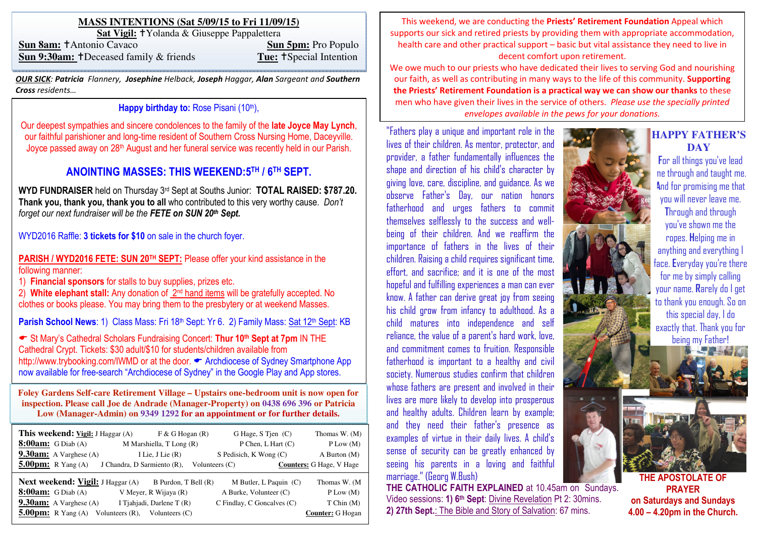## MASS INTENTIONS (Sat 5/09/15 to Fri 11/09/15)

**Sat Vigil:** †Yolanda & Giuseppe Pappalettera

**Sun 8am:** †Antonio Cavaco

**Sun 5pm:** Pro Populo

**Sun 9:30am:** †Deceased family & friends

**Tue:** †Special Intention

***OUR SICK***: ***Patricia*** *Flannery,* ***Josephine*** *Helback,* ***Joseph*** *Haggar,* ***Alan*** *Sargeant and* ***Southern Cross*** *residents…*

**Happy birthday to:** Rose Pisani (10th),

Our deepest sympathies and sincere condolences to the family of the **late Joyce May Lynch**, our faithful parishioner and long-time resident of Southern Cross Nursing Home, Daceyville. Joyce passed away on 28th August and her funeral service was recently held in our Parish.

## ANOINTING MASSES: THIS WEEKEND:5TH / 6TH SEPT.

**WYD FUNDRAISER** held on Thursday 3rd Sept at Souths Junior: **TOTAL RAISED: $787.20. Thank you, thank you, thank you to all** who contributed to this very worthy cause. *Don't forget our next fundraiser will be the* ***FETE on SUN 20th Sept.***

WYD2016 Raffle: **3 tickets for $10** on sale in the church foyer.

**PARISH / WYD2016 FETE: SUN 20TH SEPT:** Please offer your kind assistance in the following manner:

1) **Financial sponsors** for stalls to buy supplies, prizes etc.
2) **White elephant stall:** Any donation of 2nd hand items will be gratefully accepted. No clothes or books please. You may bring them to the presbytery or at weekend Masses.

**Parish School News**: 1) Class Mass: Fri 18th Sept: Yr 6. 2) Family Mass: Sat 12th Sept: KB

☛ St Mary's Cathedral Scholars Fundraising Concert: **Thur 10th Sept at 7pm** IN THE Cathedral Crypt. Tickets: $30 adult/$10 for students/children available from http://www.trybooking.com/IWMD or at the door. ☛ Archdiocese of Sydney Smartphone App now available for free-search "Archdiocese of Sydney" in the Google Play and App stores.

**Foley Gardens Self-care Retirement Village – Upstairs one-bedroom unit is now open for inspection. Please call Joe de Andrade (Manager-Property) on 0438 696 396 or Patricia Low (Manager-Admin) on 9349 1292 for an appointment or for further details.**

| | | | | |
|---|---|---|---|---|
| **This weekend: Vigil:** | J Haggar (A) | F & G Hogan (R) | G Hage, S Tjen (C) | Thomas W. (M) |
| **8:00am:** | G Diab (A) | M Marshiella, T Long (R) | P Chen, L Hart (C) | P Low (M) |
| **9.30am:** | A Varghese (A) | I Lie, J Lie (R) | S Pedisich, K Wong (C) | A Burton (M) |
| **5.00pm:** | R Yang (A) | J Chandra, D Sarmiento (R) | Volunteers (C) | **Counters:** G Hage, V Hage |
| **Next weekend: Vigil:** | J Haggar (A) | B Purdon, T Bell (R) | M Butler, L Paquin (C) | Thomas W. (M |
| **8:00am:** | G Diab (A) | V Meyer, R Wijaya (R) | A Burke, Volunteer (C) | P Low (M) |
| **9.30am:** | A Varghese (A) | I Tjahjadi, Darlene T (R) | C Findlay, C Goncalves (C) | T Chin (M) |
| **5.00pm:** | R Yang (A) | Volunteers (R) | Volunteers (C) | **Counter:** G Hogan |

This weekend, we are conducting the **Priests' Retirement Foundation** Appeal which supports our sick and retired priests by providing them with appropriate accommodation, health care and other practical support – basic but vital assistance they need to live in decent comfort upon retirement.

We owe much to our priests who have dedicated their lives to serving God and nourishing our faith, as well as contributing in many ways to the life of this community. **Supporting the Priests' Retirement Foundation is a practical way we can show our thanks** to these men who have given their lives in the service of others. *Please use the specially printed envelopes available in the pews for your donations.*

"Fathers play a unique and important role in the lives of their children. As mentor, protector, and provider, a father fundamentally influences the shape and direction of his child's character by giving love, care, discipline, and guidance. As we observe Father's Day, our nation honors fatherhood and urges fathers to commit themselves selflessly to the success and well-being of their children. And we reaffirm the importance of fathers in the lives of their children. Raising a child requires significant time, effort, and sacrifice; and it is one of the most hopeful and fulfilling experiences a man can ever know. A father can derive great joy from seeing his child grow from infancy to adulthood. As a child matures into independence and self reliance, the value of a parent's hard work, love, and commitment comes to fruition. Responsible fatherhood is important to a healthy and civil society. Numerous studies confirm that children whose fathers are present and involved in their lives are more likely to develop into prosperous and healthy adults. Children learn by example; and they need their father's presence as examples of virtue in their daily lives. A child's sense of security can be greatly enhanced by seeing his parents in a loving and faithful marriage." (Georg W.Bush)

## HAPPY FATHER'S DAY

For all things you've lead me through and taught me. And for promising me that you will never leave me. Through and through you've shown me the ropes. Helping me in anything and everything I face. Everyday you're there for me by simply calling your name. Rarely do I get to thank you enough. So on this special day, I do exactly that. Thank you for being my Father!

**THE CATHOLIC FAITH EXPLAINED** at 10.45am on Sundays. Video sessions: **1) 6th Sept**: Divine Revelation Pt 2: 30mins. **2) 27th Sept.**: The Bible and Story of Salvation: 67 mins.

**THE APOSTOLATE OF PRAYER on Saturdays and Sundays 4.00 – 4.20pm in the Church.**